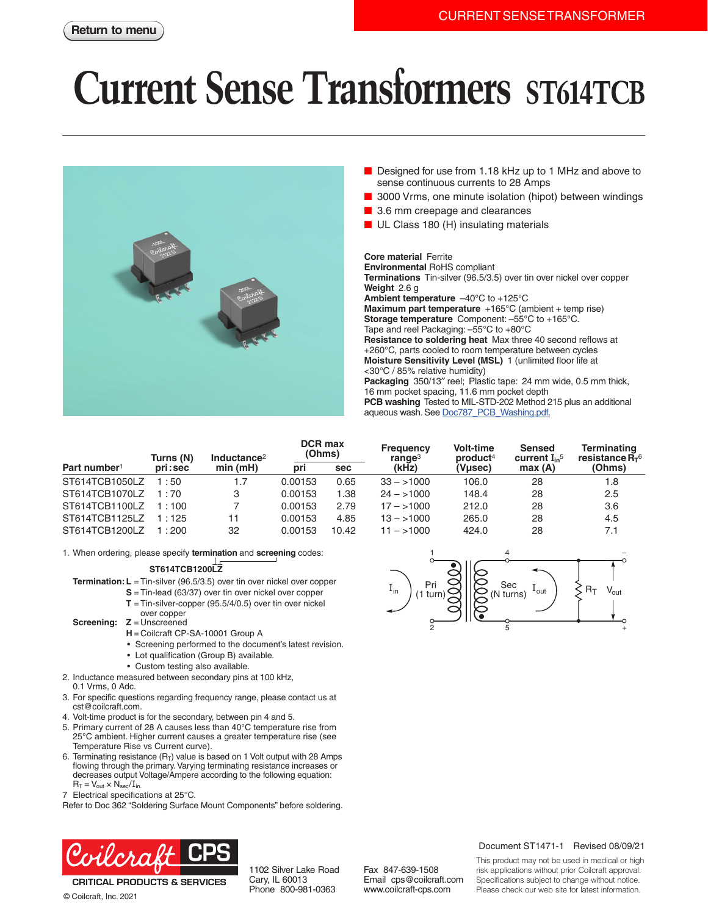Return to menu

CURRENT SENSE TRANSFORMER

# Current Sense Transformers ST614TCB

- Designed for use from 1.18 kHz up to 1 MHz and above to sense continuous currents to 28 Amps
- 3000 Vrms, one minute isolation (hipot) between windings
- 3.6 mm creepage and clearances
- UL Class 180 (H) insulating materials

**Core material** Ferrite
**Environmental** RoHS compliant
**Terminations** Tin-silver (96.5/3.5) over tin over nickel over copper
**Weight** 2.6 g
**Ambient temperature** –40°C to +125°C
**Maximum part temperature** +165°C (ambient + temp rise)
**Storage temperature** Component: –55°C to +165°C. Tape and reel Packaging: –55°C to +80°C
**Resistance to soldering heat** Max three 40 second reflows at +260°C, parts cooled to room temperature between cycles
**Moisture Sensitivity Level (MSL)** 1 (unlimited floor life at <30°C / 85% relative humidity)
**Packaging** 350/13″ reel; Plastic tape: 24 mm wide, 0.5 mm thick, 16 mm pocket spacing, 11.6 mm pocket depth
**PCB washing** Tested to MIL-STD-202 Method 215 plus an additional aqueous wash. See Doc787_PCB_Washing.pdf.

| Part number[1] | Turns (N) pri : sec | Inductance[2] min (mH) | DCR max (Ohms) pri | DCR max (Ohms) sec | Frequency range[3] (kHz) | Volt-time product[4] (Vµsec) | Sensed current $I_{in}$[5] max (A) | Terminating resistance $R_T$[6] (Ohms) |
|---|---|---|---|---|---|---|---|---|
| ST614TCB1050LZ | 1 : 50 | 1.7 | 0.00153 | 0.65 | 33 – >1000 | 106.0 | 28 | 1.8 |
| ST614TCB1070LZ | 1 : 70 | 3 | 0.00153 | 1.38 | 24 – >1000 | 148.4 | 28 | 2.5 |
| ST614TCB1100LZ | 1 : 100 | 7 | 0.00153 | 2.79 | 17 – >1000 | 212.0 | 28 | 3.6 |
| ST614TCB1125LZ | 1 : 125 | 11 | 0.00153 | 4.85 | 13 – >1000 | 265.0 | 28 | 4.5 |
| ST614TCB1200LZ | 1 : 200 | 32 | 0.00153 | 10.42 | 11 – >1000 | 424.0 | 28 | 7.1 |

1. When ordering, please specify **termination** and **screening** codes:

   **ST614TCB1200LZ**

   **Termination:** **L** = Tin-silver (96.5/3.5) over tin over nickel over copper
   **S** = Tin-lead (63/37) over tin over nickel over copper
   **T** = Tin-silver-copper (95.5/4/0.5) over tin over nickel over copper

   **Screening:** **Z** = Unscreened
   **H** = Coilcraft CP-SA-10001 Group A
   - Screening performed to the document's latest revision.
   - Lot qualification (Group B) available.
   - Custom testing also available.
2. Inductance measured between secondary pins at 100 kHz, 0.1 Vrms, 0 Adc.
3. For specific questions regarding frequency range, please contact us at cst@coilcraft.com.
4. Volt-time product is for the secondary, between pin 4 and 5.
5. Primary current of 28 A causes less than 40°C temperature rise from 25°C ambient. Higher current causes a greater temperature rise (see Temperature Rise vs Current curve).
6. Terminating resistance ($R_T$) value is based on 1 Volt output with 28 Amps flowing through the primary. Varying terminating resistance increases or decreases output Voltage/Ampere according to the following equation: $R_T = V_{out} \times N_{sec}/I_{in}$.
7. Electrical specifications at 25°C.

Refer to Doc 362 "Soldering Surface Mount Components" before soldering.

$I_{in}$ — Pri (1 turn), pins 1–2; Sec (N turns), pins 4–5; $I_{out}$; $R_T$; $V_{out}$ (– / +)

Coilcraft CPS
CRITICAL PRODUCTS & SERVICES
© Coilcraft, Inc. 2021

1102 Silver Lake Road
Cary, IL 60013
Phone 800-981-0363

Fax 847-639-1508
Email cps@coilcraft.com
www.coilcraft-cps.com

Document ST1471-1 Revised 08/09/21

This product may not be used in medical or high risk applications without prior Coilcraft approval. Specifications subject to change without notice. Please check our web site for latest information.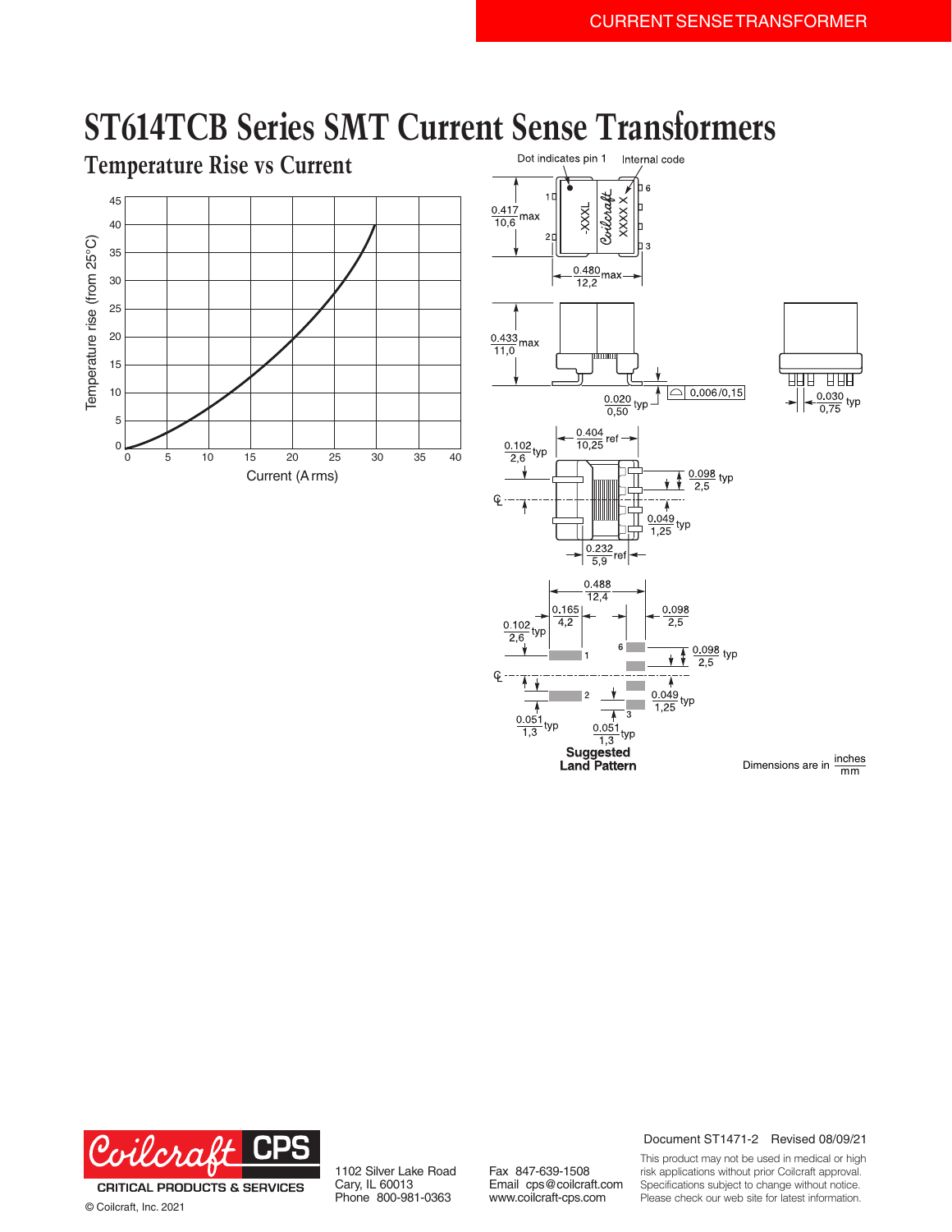# ST614TCB Series SMT Current Sense Transformers

## Temperature Rise vs Current

Temperature rise (from 25°C)

45
40
35
30
25
20
15
10
5
0

0 5 10 15 20 25 30 35 40

Current (A rms)

Dot indicates pin 1

Internal code

1 2 6 3

-XXXL

Coilcraft

XXXX X

0.417 max
10,6

0.480 max
12,2

0.433 max
11,0

0.020 typ
0,50

0.006/0,15

0.030 typ
0,75

0.404 ref
10,25

0.102 typ
2,6

0.098 typ
2,5

0.049 typ
1,25

0.232 ref
5,9

0.488
12,4

0.165
4,2

0.098
2,5

0.102 typ
2,6

0.098 typ
2,5

0.049 typ
1,25

0.051 typ
1,3

0.051 typ
1,3

Suggested Land Pattern

Dimensions are in inches/mm

Document ST1471-2 Revised 08/09/21

Coilcraft CPS
CRITICAL PRODUCTS & SERVICES

© Coilcraft, Inc. 2021

1102 Silver Lake Road
Cary, IL 60013
Phone 800-981-0363

Fax 847-639-1508
Email cps@coilcraft.com
www.coilcraft-cps.com

This product may not be used in medical or high risk applications without prior Coilcraft approval. Specifications subject to change without notice. Please check our web site for latest information.